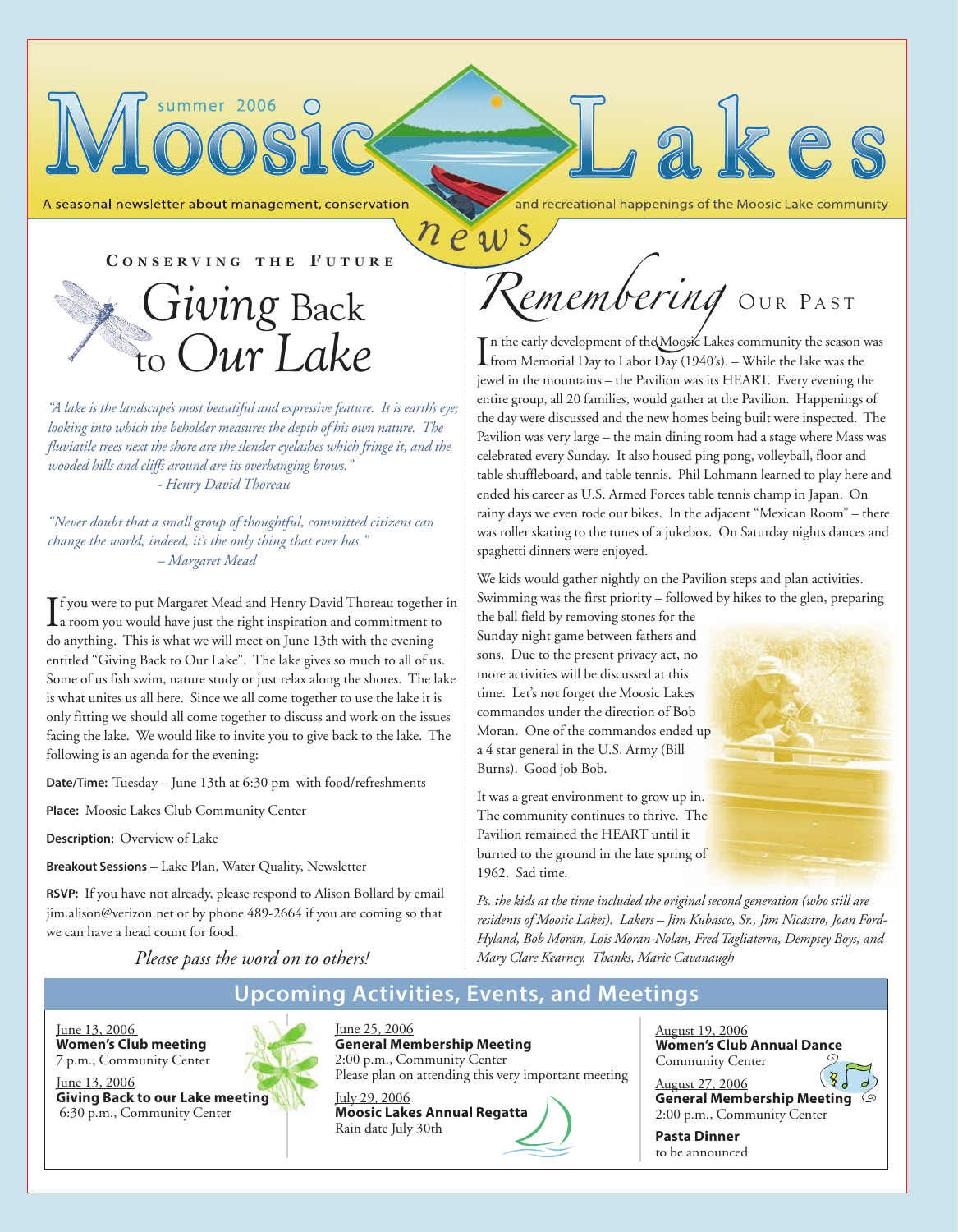# Moosic Lakes news

summer 2006

A seasonal newsletter about management, conservation and recreational happenings of the Moosic Lake community

## CONSERVING THE FUTURE

# Giving Back to Our Lake

*"A lake is the landscape's most beautiful and expressive feature. It is earth's eye; looking into which the beholder measures the depth of his own nature. The fluviatile trees next the shore are the slender eyelashes which fringe it, and the wooded hills and cliffs around are its overhanging brows."*
*- Henry David Thoreau*

*"Never doubt that a small group of thoughtful, committed citizens can change the world; indeed, it's the only thing that ever has."*
*– Margaret Mead*

If you were to put Margaret Mead and Henry David Thoreau together in a room you would have just the right inspiration and commitment to do anything. This is what we will meet on June 13th with the evening entitled "Giving Back to Our Lake". The lake gives so much to all of us. Some of us fish swim, nature study or just relax along the shores. The lake is what unites us all here. Since we all come together to use the lake it is only fitting we should all come together to discuss and work on the issues facing the lake. We would like to invite you to give back to the lake. The following is an agenda for the evening:

**Date/Time:** Tuesday – June 13th at 6:30 pm with food/refreshments

**Place:** Moosic Lakes Club Community Center

**Description:** Overview of Lake

**Breakout Sessions** – Lake Plan, Water Quality, Newsletter

**RSVP:** If you have not already, please respond to Alison Bollard by email jim.alison@verizon.net or by phone 489-2664 if you are coming so that we can have a head count for food.

*Please pass the word on to others!*

# *Remembering* Our Past

In the early development of the Moosic Lakes community the season was from Memorial Day to Labor Day (1940's). – While the lake was the jewel in the mountains – the Pavilion was its HEART. Every evening the entire group, all 20 families, would gather at the Pavilion. Happenings of the day were discussed and the new homes being built were inspected. The Pavilion was very large – the main dining room had a stage where Mass was celebrated every Sunday. It also housed ping pong, volleyball, floor and table shuffleboard, and table tennis. Phil Lohmann learned to play here and ended his career as U.S. Armed Forces table tennis champ in Japan. On rainy days we even rode our bikes. In the adjacent "Mexican Room" – there was roller skating to the tunes of a jukebox. On Saturday nights dances and spaghetti dinners were enjoyed.

We kids would gather nightly on the Pavilion steps and plan activities. Swimming was the first priority – followed by hikes to the glen, preparing the ball field by removing stones for the Sunday night game between fathers and sons. Due to the present privacy act, no more activities will be discussed at this time. Let's not forget the Moosic Lakes commandos under the direction of Bob Moran. One of the commandos ended up a 4 star general in the U.S. Army (Bill Burns). Good job Bob.

It was a great environment to grow up in. The community continues to thrive. The Pavilion remained the HEART until it burned to the ground in the late spring of 1962. Sad time.

*Ps. the kids at the time included the original second generation (who still are residents of Moosic Lakes). Lakers – Jim Kubasco, Sr., Jim Nicastro, Joan Ford-Hyland, Bob Moran, Lois Moran-Nolan, Fred Tagliaterra, Dempsey Boys, and Mary Clare Kearney. Thanks, Marie Cavanaugh*

## Upcoming Activities, Events, and Meetings

June 13, 2006
**Women's Club meeting**
7 p.m., Community Center

June 13, 2006
**Giving Back to our Lake meeting**
6:30 p.m., Community Center

June 25, 2006
**General Membership Meeting**
2:00 p.m., Community Center
Please plan on attending this very important meeting

July 29, 2006
**Moosic Lakes Annual Regatta**
Rain date July 30th

August 19, 2006
**Women's Club Annual Dance**
Community Center

August 27, 2006
**General Membership Meeting**
2:00 p.m., Community Center

**Pasta Dinner**
to be announced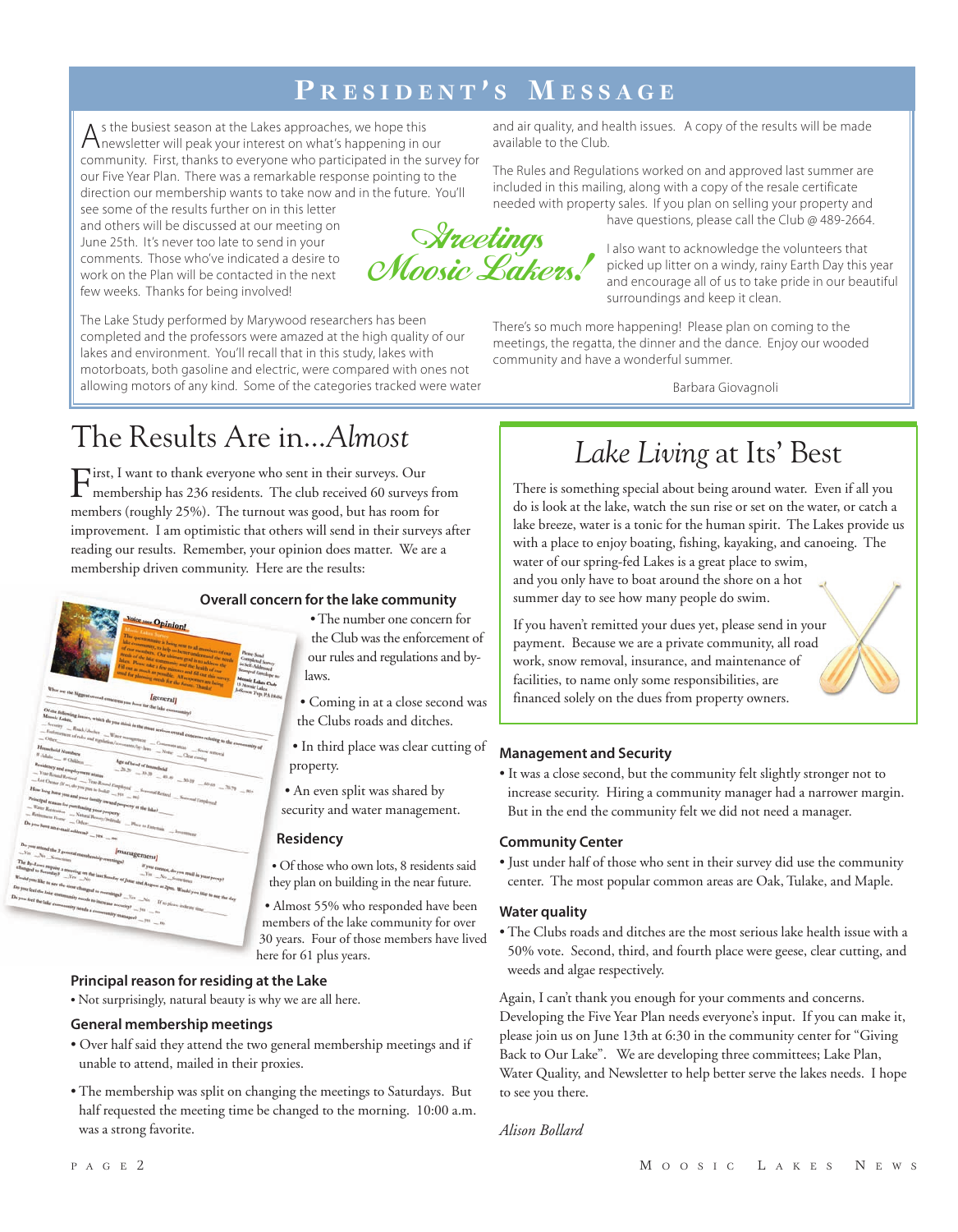# President's Message

As the busiest season at the Lakes approaches, we hope this newsletter will peak your interest on what's happening in our community. First, thanks to everyone who participated in the survey for our Five Year Plan. There was a remarkable response pointing to the direction our membership wants to take now and in the future. You'll see some of the results further on in this letter and others will be discussed at our meeting on June 25th. It's never too late to send in your comments. Those who've indicated a desire to work on the Plan will be contacted in the next few weeks. Thanks for being involved!

*Greetings Moosic Lakers!*

The Lake Study performed by Marywood researchers has been completed and the professors were amazed at the high quality of our lakes and environment. You'll recall that in this study, lakes with motorboats, both gasoline and electric, were compared with ones not allowing motors of any kind. Some of the categories tracked were water and air quality, and health issues. A copy of the results will be made available to the Club.

The Rules and Regulations worked on and approved last summer are included in this mailing, along with a copy of the resale certificate needed with property sales. If you plan on selling your property and have questions, please call the Club @ 489-2664.

I also want to acknowledge the volunteers that picked up litter on a windy, rainy Earth Day this year and encourage all of us to take pride in our beautiful surroundings and keep it clean.

There's so much more happening! Please plan on coming to the meetings, the regatta, the dinner and the dance. Enjoy our wooded community and have a wonderful summer.

Barbara Giovagnoli

# The Results Are in...*Almost*

First, I want to thank everyone who sent in their surveys. Our membership has 236 residents. The club received 60 surveys from members (roughly 25%). The turnout was good, but has room for improvement. I am optimistic that others will send in their surveys after reading our results. Remember, your opinion does matter. We are a membership driven community. Here are the results:

### Overall concern for the lake community

- The number one concern for the Club was the enforcement of our rules and regulations and by-laws.
- Coming in at a close second was the Clubs roads and ditches.
- In third place was clear cutting of property.
- An even split was shared by security and water management.

### Residency

- Of those who own lots, 8 residents said they plan on building in the near future.
- Almost 55% who responded have been members of the lake community for over 30 years. Four of those members have lived here for 61 plus years.

### Principal reason for residing at the Lake

- Not surprisingly, natural beauty is why we are all here.

### General membership meetings

- Over half said they attend the two general membership meetings and if unable to attend, mailed in their proxies.
- The membership was split on changing the meetings to Saturdays. But half requested the meeting time be changed to the morning. 10:00 a.m. was a strong favorite.

### Management and Security

- It was a close second, but the community felt slightly stronger not to increase security. Hiring a community manager had a narrower margin. But in the end the community felt we did not need a manager.

### Community Center

- Just under half of those who sent in their survey did use the community center. The most popular common areas are Oak, Tulake, and Maple.

### Water quality

- The Clubs roads and ditches are the most serious lake health issue with a 50% vote. Second, third, and fourth place were geese, clear cutting, and weeds and algae respectively.

Again, I can't thank you enough for your comments and concerns. Developing the Five Year Plan needs everyone's input. If you can make it, please join us on June 13th at 6:30 in the community center for "Giving Back to Our Lake". We are developing three committees; Lake Plan, Water Quality, and Newsletter to help better serve the lakes needs. I hope to see you there.

*Alison Bollard*

# *Lake Living* at Its' Best

There is something special about being around water. Even if all you do is look at the lake, watch the sun rise or set on the water, or catch a lake breeze, water is a tonic for the human spirit. The Lakes provide us with a place to enjoy boating, fishing, kayaking, and canoeing. The water of our spring-fed Lakes is a great place to swim, and you only have to boat around the shore on a hot summer day to see how many people do swim.

If you haven't remitted your dues yet, please send in your payment. Because we are a private community, all road work, snow removal, insurance, and maintenance of facilities, to name only some responsibilities, are financed solely on the dues from property owners.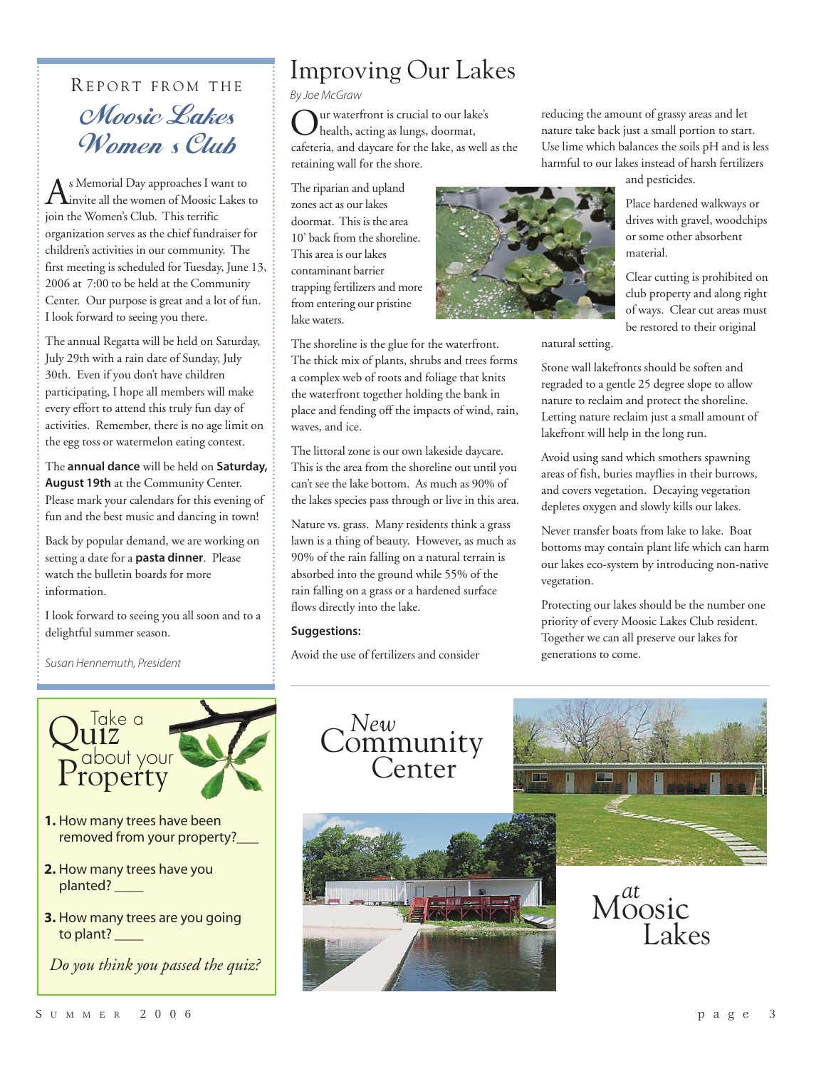## Report from the Moosic Lakes Women's Club

As Memorial Day approaches I want to invite all the women of Moosic Lakes to join the Women's Club. This terrific organization serves as the chief fundraiser for children's activities in our community. The first meeting is scheduled for Tuesday, June 13, 2006 at 7:00 to be held at the Community Center. Our purpose is great and a lot of fun. I look forward to seeing you there.

The annual Regatta will be held on Saturday, July 29th with a rain date of Sunday, July 30th. Even if you don't have children participating, I hope all members will make every effort to attend this truly fun day of activities. Remember, there is no age limit on the egg toss or watermelon eating contest.

The **annual dance** will be held on **Saturday, August 19th** at the Community Center. Please mark your calendars for this evening of fun and the best music and dancing in town!

Back by popular demand, we are working on setting a date for a **pasta dinner**. Please watch the bulletin boards for more information.

I look forward to seeing you all soon and to a delightful summer season.

*Susan Hennemuth, President*

## Take a Quiz about your Property

1. How many trees have been removed from your property?___
2. How many trees have you planted? ____
3. How many trees are you going to plant? ____

*Do you think you passed the quiz?*

# Improving Our Lakes

*By Joe McGraw*

Our waterfront is crucial to our lake's health, acting as lungs, doormat, cafeteria, and daycare for the lake, as well as the retaining wall for the shore.

The riparian and upland zones act as our lakes doormat. This is the area 10' back from the shoreline. This area is our lakes contaminant barrier trapping fertilizers and more from entering our pristine lake waters.

The shoreline is the glue for the waterfront. The thick mix of plants, shrubs and trees forms a complex web of roots and foliage that knits the waterfront together holding the bank in place and fending off the impacts of wind, rain, waves, and ice.

The littoral zone is our own lakeside daycare. This is the area from the shoreline out until you can't see the lake bottom. As much as 90% of the lakes species pass through or live in this area.

Nature vs. grass. Many residents think a grass lawn is a thing of beauty. However, as much as 90% of the rain falling on a natural terrain is absorbed into the ground while 55% of the rain falling on a grass or a hardened surface flows directly into the lake.

**Suggestions:**

Avoid the use of fertilizers and consider reducing the amount of grassy areas and let nature take back just a small portion to start. Use lime which balances the soils pH and is less harmful to our lakes instead of harsh fertilizers and pesticides.

Place hardened walkways or drives with gravel, woodchips or some other absorbent material.

Clear cutting is prohibited on club property and along right of ways. Clear cut areas must be restored to their original natural setting.

Stone wall lakefronts should be soften and regraded to a gentle 25 degree slope to allow nature to reclaim and protect the shoreline. Letting nature reclaim just a small amount of lakefront will help in the long run.

Avoid using sand which smothers spawning areas of fish, buries mayflies in their burrows, and covers vegetation. Decaying vegetation depletes oxygen and slowly kills our lakes.

Never transfer boats from lake to lake. Boat bottoms may contain plant life which can harm our lakes eco-system by introducing non-native vegetation.

Protecting our lakes should be the number one priority of every Moosic Lakes Club resident. Together we can all preserve our lakes for generations to come.

## New Community Center at Moosic Lakes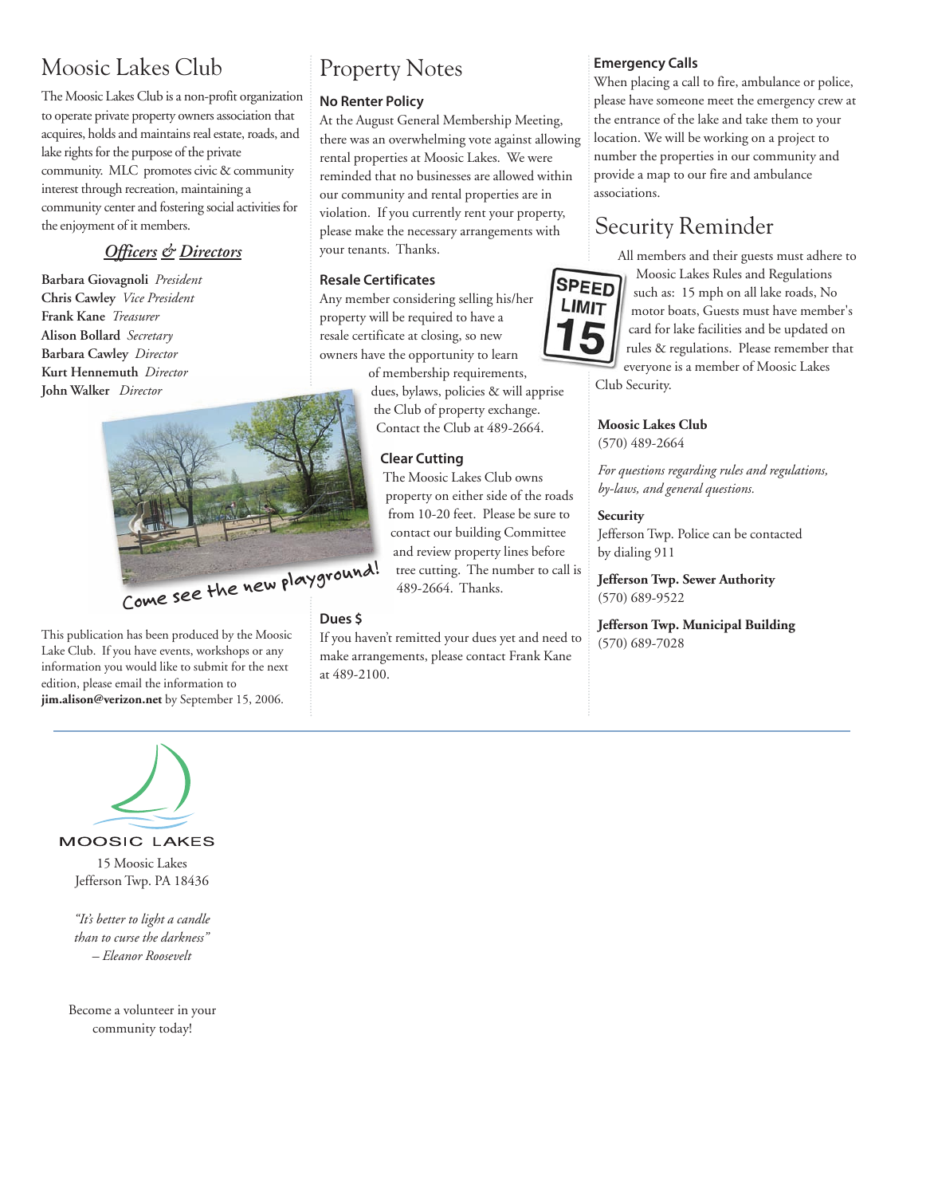# Moosic Lakes Club

The Moosic Lakes Club is a non-profit organization to operate private property owners association that acquires, holds and maintains real estate, roads, and lake rights for the purpose of the private community. MLC promotes civic & community interest through recreation, maintaining a community center and fostering social activities for the enjoyment of it members.

## *Officers & Directors*

**Barbara Giovagnoli** *President*
**Chris Cawley** *Vice President*
**Frank Kane** *Treasurer*
**Alison Bollard** *Secretary*
**Barbara Cawley** *Director*
**Kurt Hennemuth** *Director*
**John Walker** *Director*

Come see the new playground!

This publication has been produced by the Moosic Lake Club. If you have events, workshops or any information you would like to submit for the next edition, please email the information to **jim.alison@verizon.net** by September 15, 2006.

# Property Notes

### No Renter Policy

At the August General Membership Meeting, there was an overwhelming vote against allowing rental properties at Moosic Lakes. We were reminded that no businesses are allowed within our community and rental properties are in violation. If you currently rent your property, please make the necessary arrangements with your tenants. Thanks.

### Resale Certificates

Any member considering selling his/her property will be required to have a resale certificate at closing, so new owners have the opportunity to learn of membership requirements, dues, bylaws, policies & will apprise the Club of property exchange. Contact the Club at 489-2664.

### Clear Cutting

The Moosic Lakes Club owns property on either side of the roads from 10-20 feet. Please be sure to contact our building Committee and review property lines before tree cutting. The number to call is 489-2664. Thanks.

### Dues $

If you haven't remitted your dues yet and need to make arrangements, please contact Frank Kane at 489-2100.

### Emergency Calls

When placing a call to fire, ambulance or police, please have someone meet the emergency crew at the entrance of the lake and take them to your location. We will be working on a project to number the properties in our community and provide a map to our fire and ambulance associations.

# Security Reminder

SPEED LIMIT 15

All members and their guests must adhere to Moosic Lakes Rules and Regulations such as: 15 mph on all lake roads, No motor boats, Guests must have member's card for lake facilities and be updated on rules & regulations. Please remember that everyone is a member of Moosic Lakes Club Security.

**Moosic Lakes Club**
(570) 489-2664

*For questions regarding rules and regulations, by-laws, and general questions.*

**Security**
Jefferson Twp. Police can be contacted by dialing 911

**Jefferson Twp. Sewer Authority**
(570) 689-9522

**Jefferson Twp. Municipal Building**
(570) 689-7028

---

MOOSIC LAKES

15 Moosic Lakes
Jefferson Twp. PA 18436

*"It's better to light a candle than to curse the darkness"*
*– Eleanor Roosevelt*

Become a volunteer in your community today!